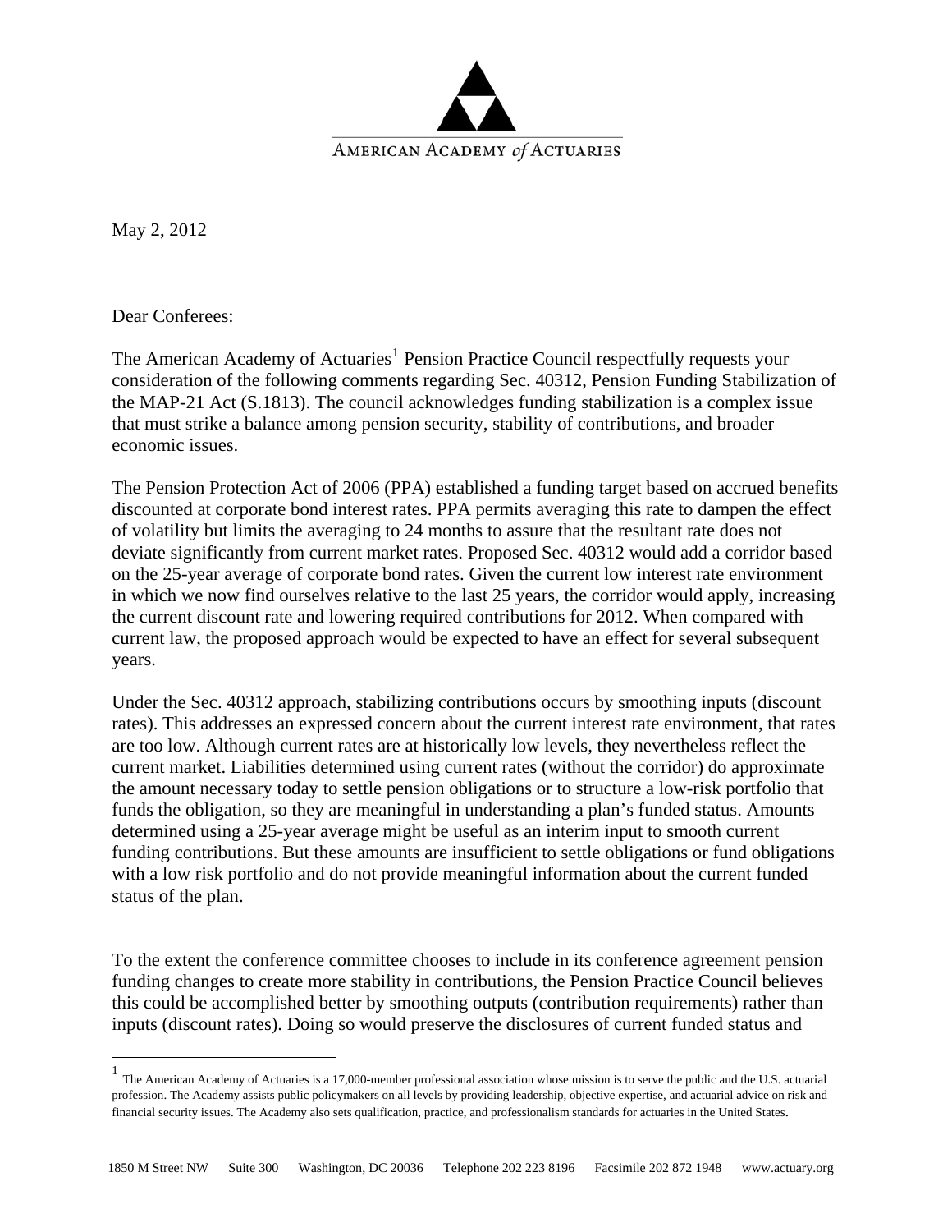AMERICAN ACADEMY of ACTUARIES

May 2, 2012

Dear Conferees:

The American Academy of Actuaries[1] Pension Practice Council respectfully requests your consideration of the following comments regarding Sec. 40312, Pension Funding Stabilization of the MAP-21 Act (S.1813). The council acknowledges funding stabilization is a complex issue that must strike a balance among pension security, stability of contributions, and broader economic issues.

The Pension Protection Act of 2006 (PPA) established a funding target based on accrued benefits discounted at corporate bond interest rates. PPA permits averaging this rate to dampen the effect of volatility but limits the averaging to 24 months to assure that the resultant rate does not deviate significantly from current market rates. Proposed Sec. 40312 would add a corridor based on the 25-year average of corporate bond rates. Given the current low interest rate environment in which we now find ourselves relative to the last 25 years, the corridor would apply, increasing the current discount rate and lowering required contributions for 2012. When compared with current law, the proposed approach would be expected to have an effect for several subsequent years.

Under the Sec. 40312 approach, stabilizing contributions occurs by smoothing inputs (discount rates). This addresses an expressed concern about the current interest rate environment, that rates are too low. Although current rates are at historically low levels, they nevertheless reflect the current market. Liabilities determined using current rates (without the corridor) do approximate the amount necessary today to settle pension obligations or to structure a low-risk portfolio that funds the obligation, so they are meaningful in understanding a plan's funded status. Amounts determined using a 25-year average might be useful as an interim input to smooth current funding contributions. But these amounts are insufficient to settle obligations or fund obligations with a low risk portfolio and do not provide meaningful information about the current funded status of the plan.

To the extent the conference committee chooses to include in its conference agreement pension funding changes to create more stability in contributions, the Pension Practice Council believes this could be accomplished better by smoothing outputs (contribution requirements) rather than inputs (discount rates). Doing so would preserve the disclosures of current funded status and

[1] The American Academy of Actuaries is a 17,000-member professional association whose mission is to serve the public and the U.S. actuarial profession. The Academy assists public policymakers on all levels by providing leadership, objective expertise, and actuarial advice on risk and financial security issues. The Academy also sets qualification, practice, and professionalism standards for actuaries in the United States.

1850 M Street NW Suite 300 Washington, DC 20036 Telephone 202 223 8196 Facsimile 202 872 1948 www.actuary.org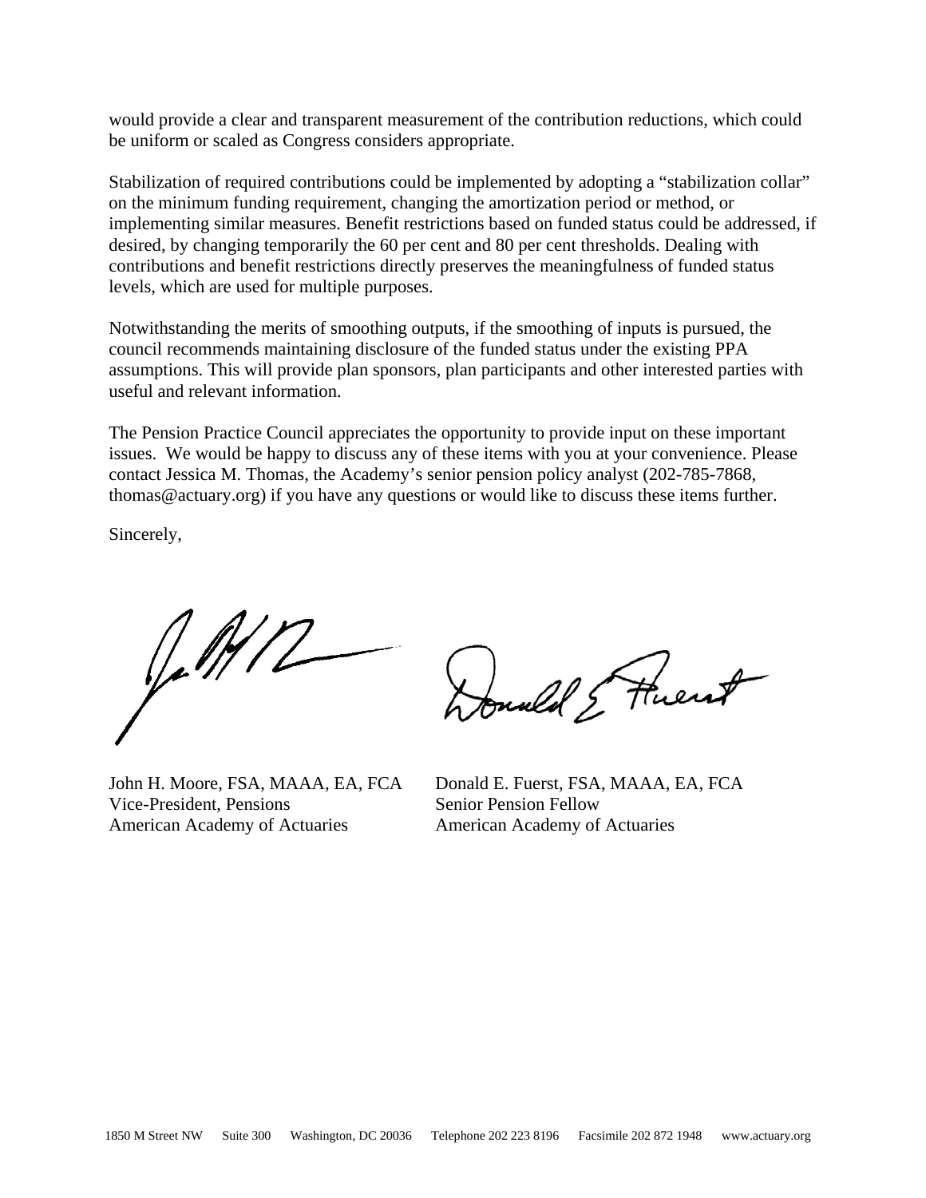would provide a clear and transparent measurement of the contribution reductions, which could be uniform or scaled as Congress considers appropriate.

Stabilization of required contributions could be implemented by adopting a "stabilization collar" on the minimum funding requirement, changing the amortization period or method, or implementing similar measures. Benefit restrictions based on funded status could be addressed, if desired, by changing temporarily the 60 per cent and 80 per cent thresholds. Dealing with contributions and benefit restrictions directly preserves the meaningfulness of funded status levels, which are used for multiple purposes.

Notwithstanding the merits of smoothing outputs, if the smoothing of inputs is pursued, the council recommends maintaining disclosure of the funded status under the existing PPA assumptions. This will provide plan sponsors, plan participants and other interested parties with useful and relevant information.

The Pension Practice Council appreciates the opportunity to provide input on these important issues. We would be happy to discuss any of these items with you at your convenience. Please contact Jessica M. Thomas, the Academy's senior pension policy analyst (202-785-7868, thomas@actuary.org) if you have any questions or would like to discuss these items further.

Sincerely,

John H. Moore, FSA, MAAA, EA, FCA
Vice-President, Pensions
American Academy of Actuaries

Donald E. Fuerst, FSA, MAAA, EA, FCA
Senior Pension Fellow
American Academy of Actuaries